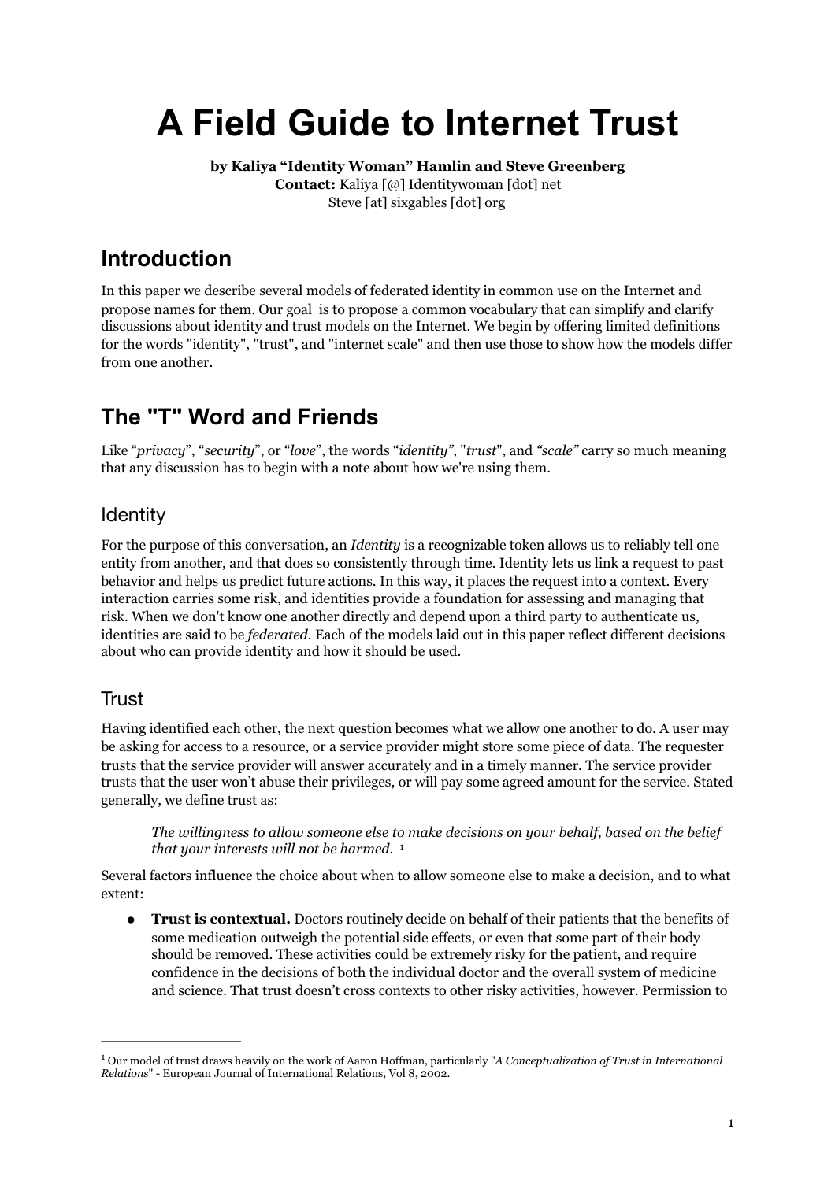# A Field Guide to Internet Trust

**by Kaliya "Identity Woman" Hamlin and Steve Greenberg**
**Contact:** Kaliya [@] Identitywoman [dot] net
Steve [at] sixgables [dot] org

## Introduction

In this paper we describe several models of federated identity in common use on the Internet and propose names for them. Our goal is to propose a common vocabulary that can simplify and clarify discussions about identity and trust models on the Internet. We begin by offering limited definitions for the words "identity", "trust", and "internet scale" and then use those to show how the models differ from one another.

## The "T" Word and Friends

Like "*privacy*", "*security*", or "*love*", the words "*identity*", "*trust*", and *"scale"* carry so much meaning that any discussion has to begin with a note about how we're using them.

### Identity

For the purpose of this conversation, an *Identity* is a recognizable token allows us to reliably tell one entity from another, and that does so consistently through time. Identity lets us link a request to past behavior and helps us predict future actions. In this way, it places the request into a context. Every interaction carries some risk, and identities provide a foundation for assessing and managing that risk. When we don't know one another directly and depend upon a third party to authenticate us, identities are said to be *federated*. Each of the models laid out in this paper reflect different decisions about who can provide identity and how it should be used.

### Trust

Having identified each other, the next question becomes what we allow one another to do. A user may be asking for access to a resource, or a service provider might store some piece of data. The requester trusts that the service provider will answer accurately and in a timely manner. The service provider trusts that the user won't abuse their privileges, or will pay some agreed amount for the service. Stated generally, we define trust as:

> *The willingness to allow someone else to make decisions on your behalf, based on the belief that your interests will not be harmed.* [1]

Several factors influence the choice about when to allow someone else to make a decision, and to what extent:

- **Trust is contextual.** Doctors routinely decide on behalf of their patients that the benefits of some medication outweigh the potential side effects, or even that some part of their body should be removed. These activities could be extremely risky for the patient, and require confidence in the decisions of both the individual doctor and the overall system of medicine and science. That trust doesn't cross contexts to other risky activities, however. Permission to

[1] Our model of trust draws heavily on the work of Aaron Hoffman, particularly "*A Conceptualization of Trust in International Relations*" - European Journal of International Relations, Vol 8, 2002.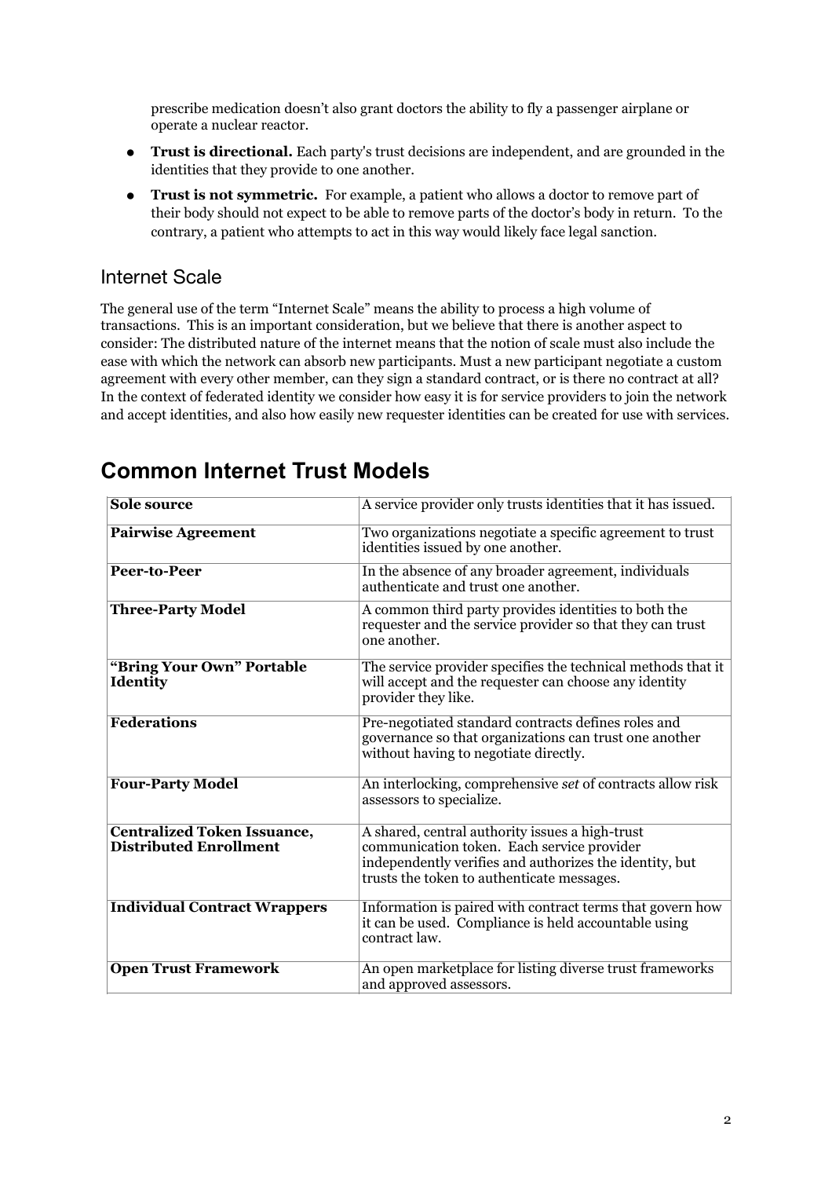prescribe medication doesn't also grant doctors the ability to fly a passenger airplane or operate a nuclear reactor.

- **Trust is directional.** Each party's trust decisions are independent, and are grounded in the identities that they provide to one another.
- **Trust is not symmetric.** For example, a patient who allows a doctor to remove part of their body should not expect to be able to remove parts of the doctor's body in return. To the contrary, a patient who attempts to act in this way would likely face legal sanction.

### Internet Scale

The general use of the term "Internet Scale" means the ability to process a high volume of transactions. This is an important consideration, but we believe that there is another aspect to consider: The distributed nature of the internet means that the notion of scale must also include the ease with which the network can absorb new participants. Must a new participant negotiate a custom agreement with every other member, can they sign a standard contract, or is there no contract at all? In the context of federated identity we consider how easy it is for service providers to join the network and accept identities, and also how easily new requester identities can be created for use with services.

## Common Internet Trust Models

| | |
|---|---|
| **Sole source** | A service provider only trusts identities that it has issued. |
| **Pairwise Agreement** | Two organizations negotiate a specific agreement to trust identities issued by one another. |
| **Peer-to-Peer** | In the absence of any broader agreement, individuals authenticate and trust one another. |
| **Three-Party Model** | A common third party provides identities to both the requester and the service provider so that they can trust one another. |
| **"Bring Your Own" Portable Identity** | The service provider specifies the technical methods that it will accept and the requester can choose any identity provider they like. |
| **Federations** | Pre-negotiated standard contracts defines roles and governance so that organizations can trust one another without having to negotiate directly. |
| **Four-Party Model** | An interlocking, comprehensive *set* of contracts allow risk assessors to specialize. |
| **Centralized Token Issuance, Distributed Enrollment** | A shared, central authority issues a high-trust communication token. Each service provider independently verifies and authorizes the identity, but trusts the token to authenticate messages. |
| **Individual Contract Wrappers** | Information is paired with contract terms that govern how it can be used. Compliance is held accountable using contract law. |
| **Open Trust Framework** | An open marketplace for listing diverse trust frameworks and approved assessors. |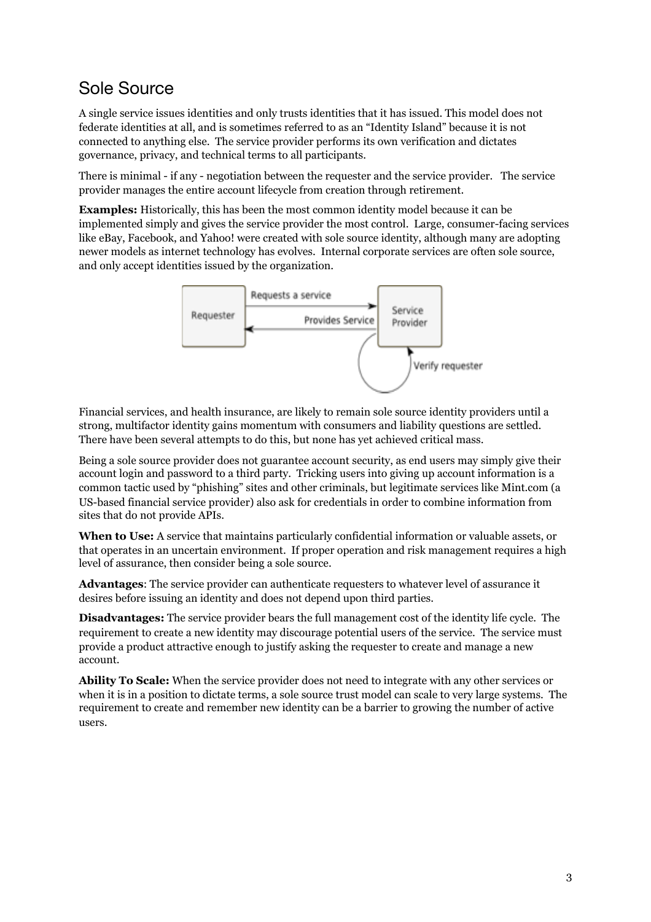## Sole Source

A single service issues identities and only trusts identities that it has issued. This model does not federate identities at all, and is sometimes referred to as an "Identity Island" because it is not connected to anything else. The service provider performs its own verification and dictates governance, privacy, and technical terms to all participants.

There is minimal - if any - negotiation between the requester and the service provider. The service provider manages the entire account lifecycle from creation through retirement.

**Examples:** Historically, this has been the most common identity model because it can be implemented simply and gives the service provider the most control. Large, consumer-facing services like eBay, Facebook, and Yahoo! were created with sole source identity, although many are adopting newer models as internet technology has evolves. Internal corporate services are often sole source, and only accept identities issued by the organization.

Financial services, and health insurance, are likely to remain sole source identity providers until a strong, multifactor identity gains momentum with consumers and liability questions are settled. There have been several attempts to do this, but none has yet achieved critical mass.

Being a sole source provider does not guarantee account security, as end users may simply give their account login and password to a third party. Tricking users into giving up account information is a common tactic used by "phishing" sites and other criminals, but legitimate services like Mint.com (a US-based financial service provider) also ask for credentials in order to combine information from sites that do not provide APIs.

**When to Use:** A service that maintains particularly confidential information or valuable assets, or that operates in an uncertain environment. If proper operation and risk management requires a high level of assurance, then consider being a sole source.

**Advantages**: The service provider can authenticate requesters to whatever level of assurance it desires before issuing an identity and does not depend upon third parties.

**Disadvantages:** The service provider bears the full management cost of the identity life cycle. The requirement to create a new identity may discourage potential users of the service. The service must provide a product attractive enough to justify asking the requester to create and manage a new account.

**Ability To Scale:** When the service provider does not need to integrate with any other services or when it is in a position to dictate terms, a sole source trust model can scale to very large systems. The requirement to create and remember new identity can be a barrier to growing the number of active users.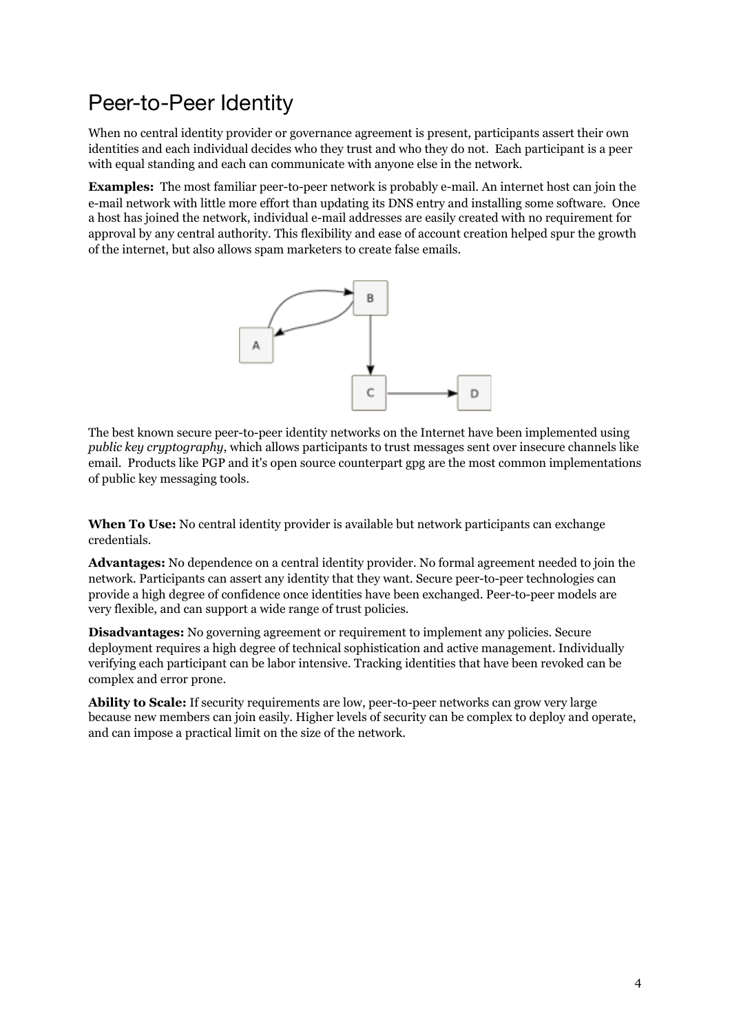# Peer-to-Peer Identity

When no central identity provider or governance agreement is present, participants assert their own identities and each individual decides who they trust and who they do not. Each participant is a peer with equal standing and each can communicate with anyone else in the network.

**Examples:** The most familiar peer-to-peer network is probably e-mail. An internet host can join the e-mail network with little more effort than updating its DNS entry and installing some software. Once a host has joined the network, individual e-mail addresses are easily created with no requirement for approval by any central authority. This flexibility and ease of account creation helped spur the growth of the internet, but also allows spam marketers to create false emails.

The best known secure peer-to-peer identity networks on the Internet have been implemented using *public key cryptography*, which allows participants to trust messages sent over insecure channels like email. Products like PGP and it's open source counterpart gpg are the most common implementations of public key messaging tools.

**When To Use:** No central identity provider is available but network participants can exchange credentials.

**Advantages:** No dependence on a central identity provider. No formal agreement needed to join the network. Participants can assert any identity that they want. Secure peer-to-peer technologies can provide a high degree of confidence once identities have been exchanged. Peer-to-peer models are very flexible, and can support a wide range of trust policies.

**Disadvantages:** No governing agreement or requirement to implement any policies. Secure deployment requires a high degree of technical sophistication and active management. Individually verifying each participant can be labor intensive. Tracking identities that have been revoked can be complex and error prone.

**Ability to Scale:** If security requirements are low, peer-to-peer networks can grow very large because new members can join easily. Higher levels of security can be complex to deploy and operate, and can impose a practical limit on the size of the network.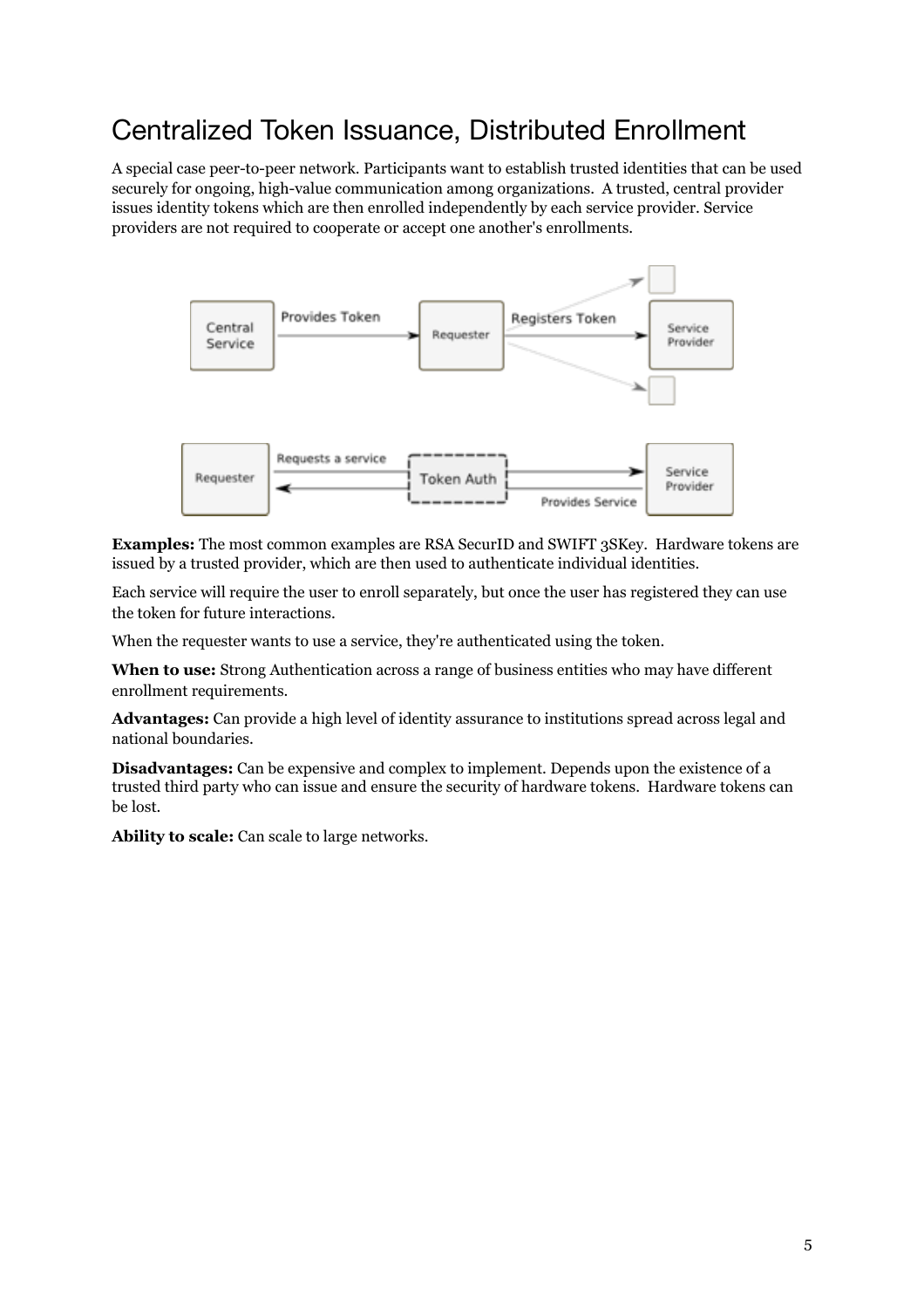# Centralized Token Issuance, Distributed Enrollment

A special case peer-to-peer network. Participants want to establish trusted identities that can be used securely for ongoing, high-value communication among organizations. A trusted, central provider issues identity tokens which are then enrolled independently by each service provider. Service providers are not required to cooperate or accept one another's enrollments.

**Examples:** The most common examples are RSA SecurID and SWIFT 3SKey. Hardware tokens are issued by a trusted provider, which are then used to authenticate individual identities.

Each service will require the user to enroll separately, but once the user has registered they can use the token for future interactions.

When the requester wants to use a service, they're authenticated using the token.

**When to use:** Strong Authentication across a range of business entities who may have different enrollment requirements.

**Advantages:** Can provide a high level of identity assurance to institutions spread across legal and national boundaries.

**Disadvantages:** Can be expensive and complex to implement. Depends upon the existence of a trusted third party who can issue and ensure the security of hardware tokens. Hardware tokens can be lost.

**Ability to scale:** Can scale to large networks.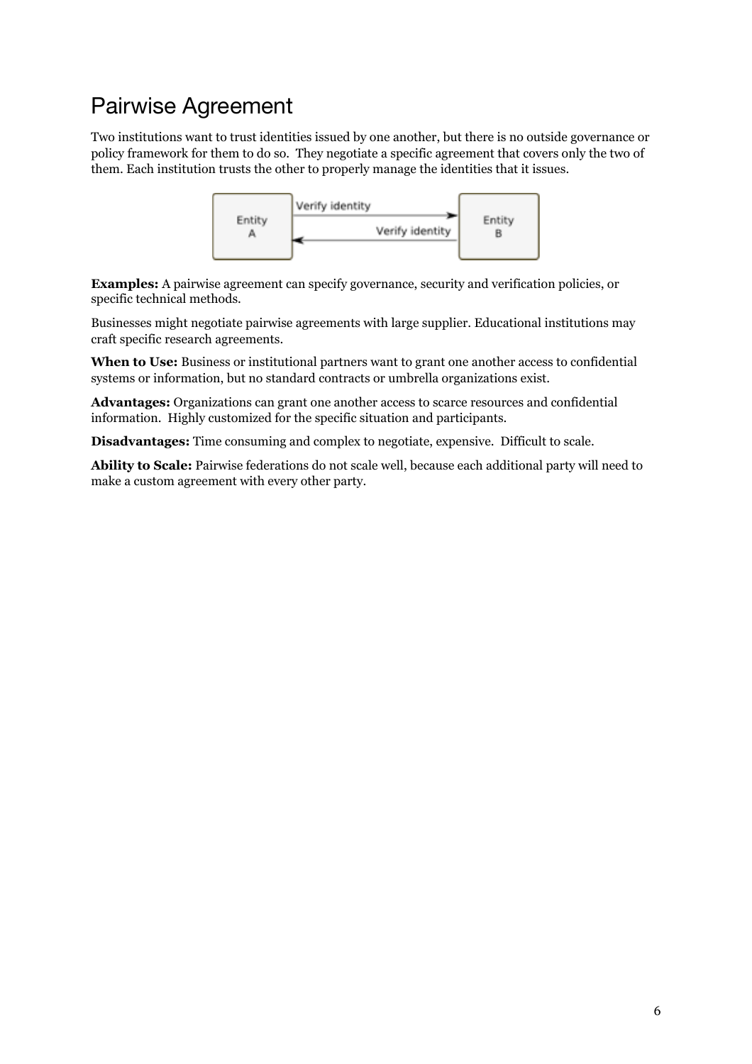# Pairwise Agreement

Two institutions want to trust identities issued by one another, but there is no outside governance or policy framework for them to do so. They negotiate a specific agreement that covers only the two of them. Each institution trusts the other to properly manage the identities that it issues.

**Examples:** A pairwise agreement can specify governance, security and verification policies, or specific technical methods.

Businesses might negotiate pairwise agreements with large supplier. Educational institutions may craft specific research agreements.

**When to Use:** Business or institutional partners want to grant one another access to confidential systems or information, but no standard contracts or umbrella organizations exist.

**Advantages:** Organizations can grant one another access to scarce resources and confidential information. Highly customized for the specific situation and participants.

**Disadvantages:** Time consuming and complex to negotiate, expensive. Difficult to scale.

**Ability to Scale:** Pairwise federations do not scale well, because each additional party will need to make a custom agreement with every other party.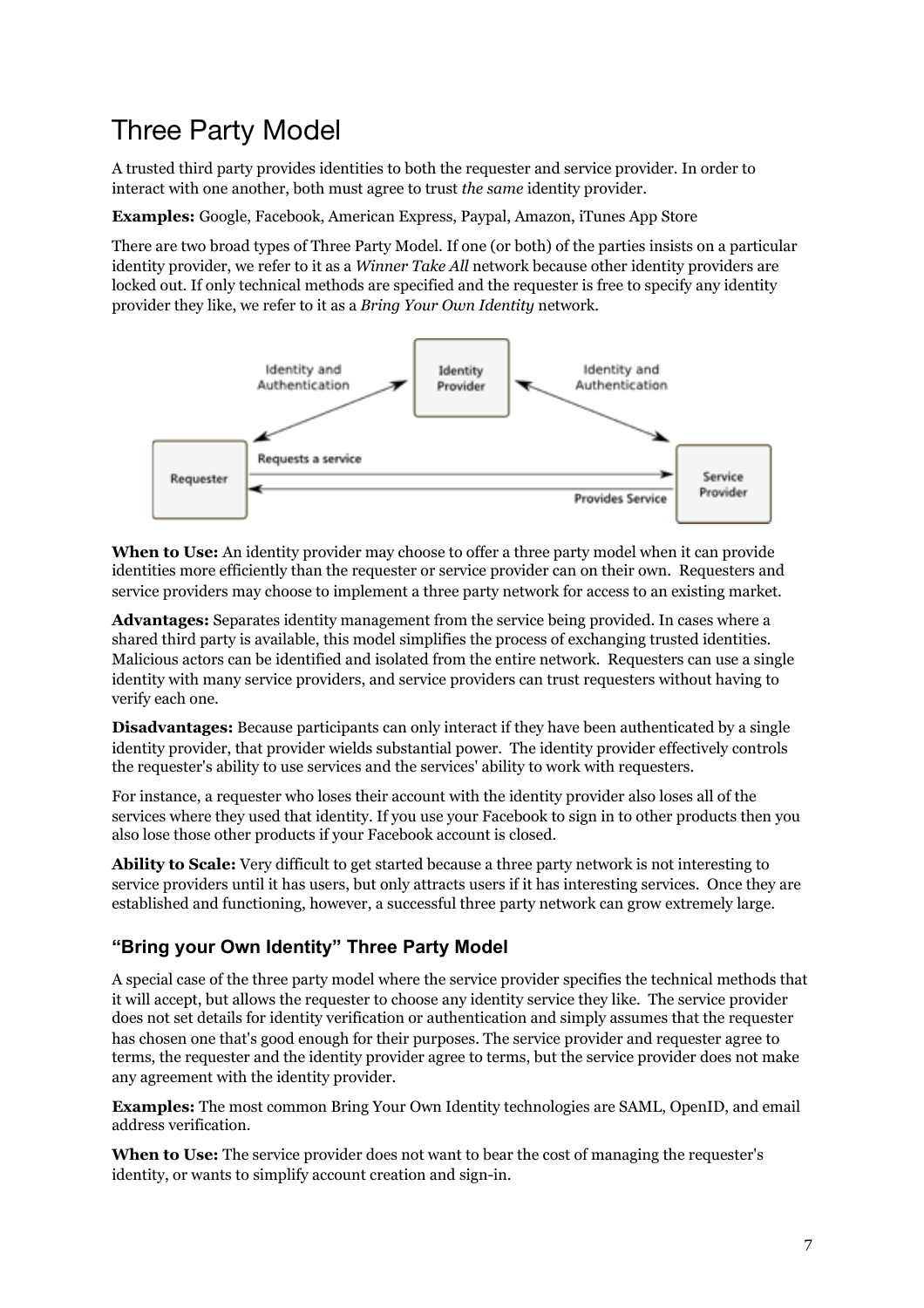# Three Party Model

A trusted third party provides identities to both the requester and service provider. In order to interact with one another, both must agree to trust *the same* identity provider.

**Examples:** Google, Facebook, American Express, Paypal, Amazon, iTunes App Store

There are two broad types of Three Party Model. If one (or both) of the parties insists on a particular identity provider, we refer to it as a *Winner Take All* network because other identity providers are locked out. If only technical methods are specified and the requester is free to specify any identity provider they like, we refer to it as a *Bring Your Own Identity* network.

**When to Use:** An identity provider may choose to offer a three party model when it can provide identities more efficiently than the requester or service provider can on their own. Requesters and service providers may choose to implement a three party network for access to an existing market.

**Advantages:** Separates identity management from the service being provided. In cases where a shared third party is available, this model simplifies the process of exchanging trusted identities. Malicious actors can be identified and isolated from the entire network. Requesters can use a single identity with many service providers, and service providers can trust requesters without having to verify each one.

**Disadvantages:** Because participants can only interact if they have been authenticated by a single identity provider, that provider wields substantial power. The identity provider effectively controls the requester's ability to use services and the services' ability to work with requesters.

For instance, a requester who loses their account with the identity provider also loses all of the services where they used that identity. If you use your Facebook to sign in to other products then you also lose those other products if your Facebook account is closed.

**Ability to Scale:** Very difficult to get started because a three party network is not interesting to service providers until it has users, but only attracts users if it has interesting services. Once they are established and functioning, however, a successful three party network can grow extremely large.

## "Bring your Own Identity" Three Party Model

A special case of the three party model where the service provider specifies the technical methods that it will accept, but allows the requester to choose any identity service they like. The service provider does not set details for identity verification or authentication and simply assumes that the requester has chosen one that's good enough for their purposes. The service provider and requester agree to terms, the requester and the identity provider agree to terms, but the service provider does not make any agreement with the identity provider.

**Examples:** The most common Bring Your Own Identity technologies are SAML, OpenID, and email address verification.

**When to Use:** The service provider does not want to bear the cost of managing the requester's identity, or wants to simplify account creation and sign-in.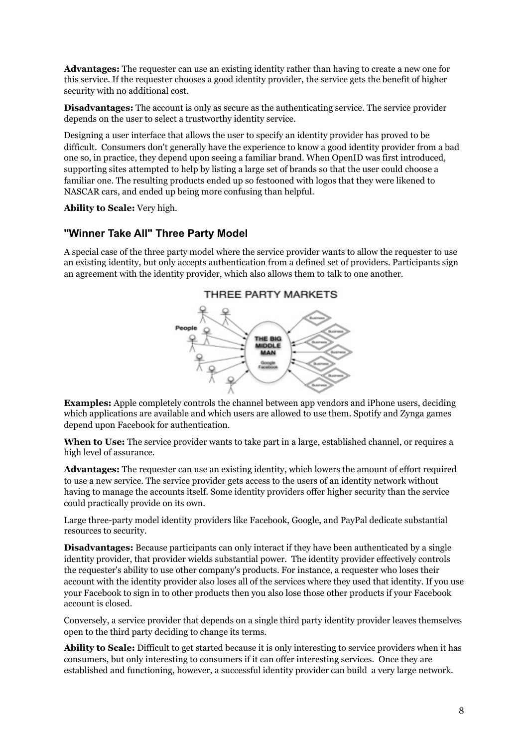**Advantages:** The requester can use an existing identity rather than having to create a new one for this service. If the requester chooses a good identity provider, the service gets the benefit of higher security with no additional cost.

**Disadvantages:** The account is only as secure as the authenticating service. The service provider depends on the user to select a trustworthy identity service.

Designing a user interface that allows the user to specify an identity provider has proved to be difficult. Consumers don't generally have the experience to know a good identity provider from a bad one so, in practice, they depend upon seeing a familiar brand. When OpenID was first introduced, supporting sites attempted to help by listing a large set of brands so that the user could choose a familiar one. The resulting products ended up so festooned with logos that they were likened to NASCAR cars, and ended up being more confusing than helpful.

**Ability to Scale:** Very high.

### "Winner Take All" Three Party Model

A special case of the three party model where the service provider wants to allow the requester to use an existing identity, but only accepts authentication from a defined set of providers. Participants sign an agreement with the identity provider, which also allows them to talk to one another.

**Examples:** Apple completely controls the channel between app vendors and iPhone users, deciding which applications are available and which users are allowed to use them. Spotify and Zynga games depend upon Facebook for authentication.

**When to Use:** The service provider wants to take part in a large, established channel, or requires a high level of assurance.

**Advantages:** The requester can use an existing identity, which lowers the amount of effort required to use a new service. The service provider gets access to the users of an identity network without having to manage the accounts itself. Some identity providers offer higher security than the service could practically provide on its own.

Large three-party model identity providers like Facebook, Google, and PayPal dedicate substantial resources to security.

**Disadvantages:** Because participants can only interact if they have been authenticated by a single identity provider, that provider wields substantial power. The identity provider effectively controls the requester's ability to use other company's products. For instance, a requester who loses their account with the identity provider also loses all of the services where they used that identity. If you use your Facebook to sign in to other products then you also lose those other products if your Facebook account is closed.

Conversely, a service provider that depends on a single third party identity provider leaves themselves open to the third party deciding to change its terms.

**Ability to Scale:** Difficult to get started because it is only interesting to service providers when it has consumers, but only interesting to consumers if it can offer interesting services. Once they are established and functioning, however, a successful identity provider can build a very large network.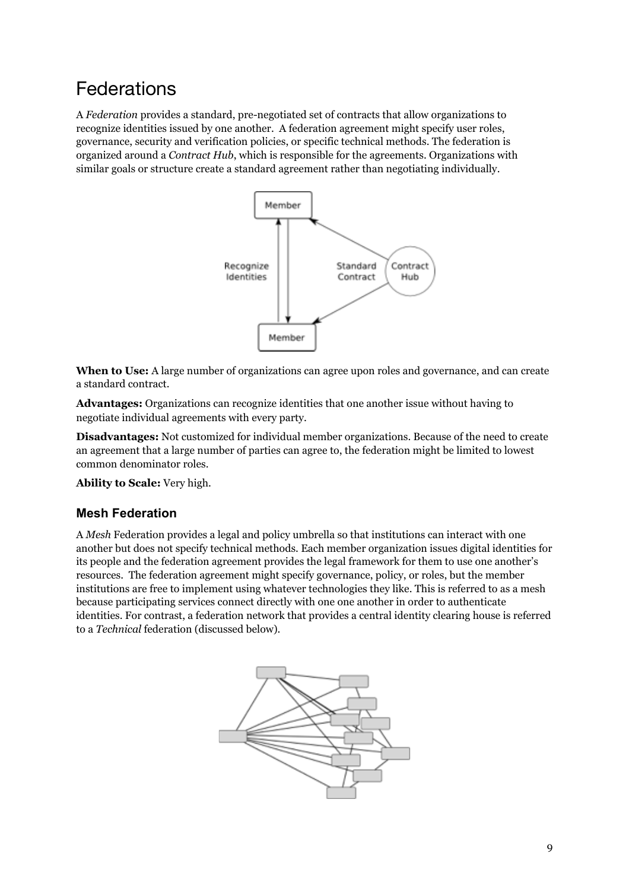# Federations

A *Federation* provides a standard, pre-negotiated set of contracts that allow organizations to recognize identities issued by one another. A federation agreement might specify user roles, governance, security and verification policies, or specific technical methods. The federation is organized around a *Contract Hub*, which is responsible for the agreements. Organizations with similar goals or structure create a standard agreement rather than negotiating individually.

**When to Use:** A large number of organizations can agree upon roles and governance, and can create a standard contract.

**Advantages:** Organizations can recognize identities that one another issue without having to negotiate individual agreements with every party.

**Disadvantages:** Not customized for individual member organizations. Because of the need to create an agreement that a large number of parties can agree to, the federation might be limited to lowest common denominator roles.

**Ability to Scale:** Very high.

## Mesh Federation

A *Mesh* Federation provides a legal and policy umbrella so that institutions can interact with one another but does not specify technical methods. Each member organization issues digital identities for its people and the federation agreement provides the legal framework for them to use one another's resources. The federation agreement might specify governance, policy, or roles, but the member institutions are free to implement using whatever technologies they like. This is referred to as a mesh because participating services connect directly with one one another in order to authenticate identities. For contrast, a federation network that provides a central identity clearing house is referred to a *Technical* federation (discussed below).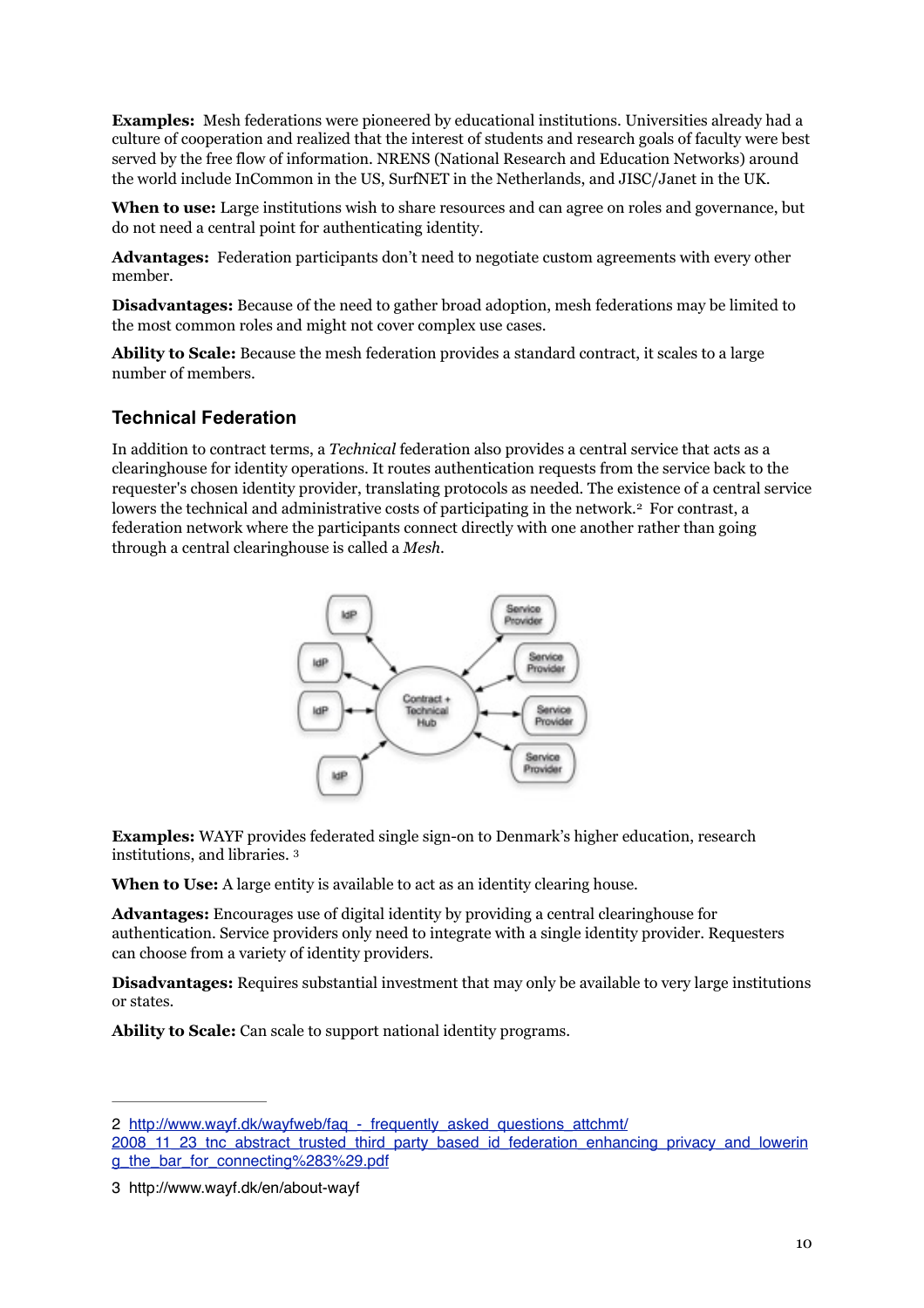**Examples:** Mesh federations were pioneered by educational institutions. Universities already had a culture of cooperation and realized that the interest of students and research goals of faculty were best served by the free flow of information. NRENS (National Research and Education Networks) around the world include InCommon in the US, SurfNET in the Netherlands, and JISC/Janet in the UK.

**When to use:** Large institutions wish to share resources and can agree on roles and governance, but do not need a central point for authenticating identity.

**Advantages:** Federation participants don't need to negotiate custom agreements with every other member.

**Disadvantages:** Because of the need to gather broad adoption, mesh federations may be limited to the most common roles and might not cover complex use cases.

**Ability to Scale:** Because the mesh federation provides a standard contract, it scales to a large number of members.

### Technical Federation

In addition to contract terms, a *Technical* federation also provides a central service that acts as a clearinghouse for identity operations. It routes authentication requests from the service back to the requester's chosen identity provider, translating protocols as needed. The existence of a central service lowers the technical and administrative costs of participating in the network.[2] For contrast, a federation network where the participants connect directly with one another rather than going through a central clearinghouse is called a *Mesh*.

**Examples:** WAYF provides federated single sign-on to Denmark's higher education, research institutions, and libraries. [3]

**When to Use:** A large entity is available to act as an identity clearing house.

**Advantages:** Encourages use of digital identity by providing a central clearinghouse for authentication. Service providers only need to integrate with a single identity provider. Requesters can choose from a variety of identity providers.

**Disadvantages:** Requires substantial investment that may only be available to very large institutions or states.

**Ability to Scale:** Can scale to support national identity programs.

---

2 http://www.wayf.dk/wayfweb/faq_-_frequently_asked_questions_attchmt/2008_11_23_tnc_abstract_trusted_third_party_based_id_federation_enhancing_privacy_and_lowering_the_bar_for_connecting%283%29.pdf

3 http://www.wayf.dk/en/about-wayf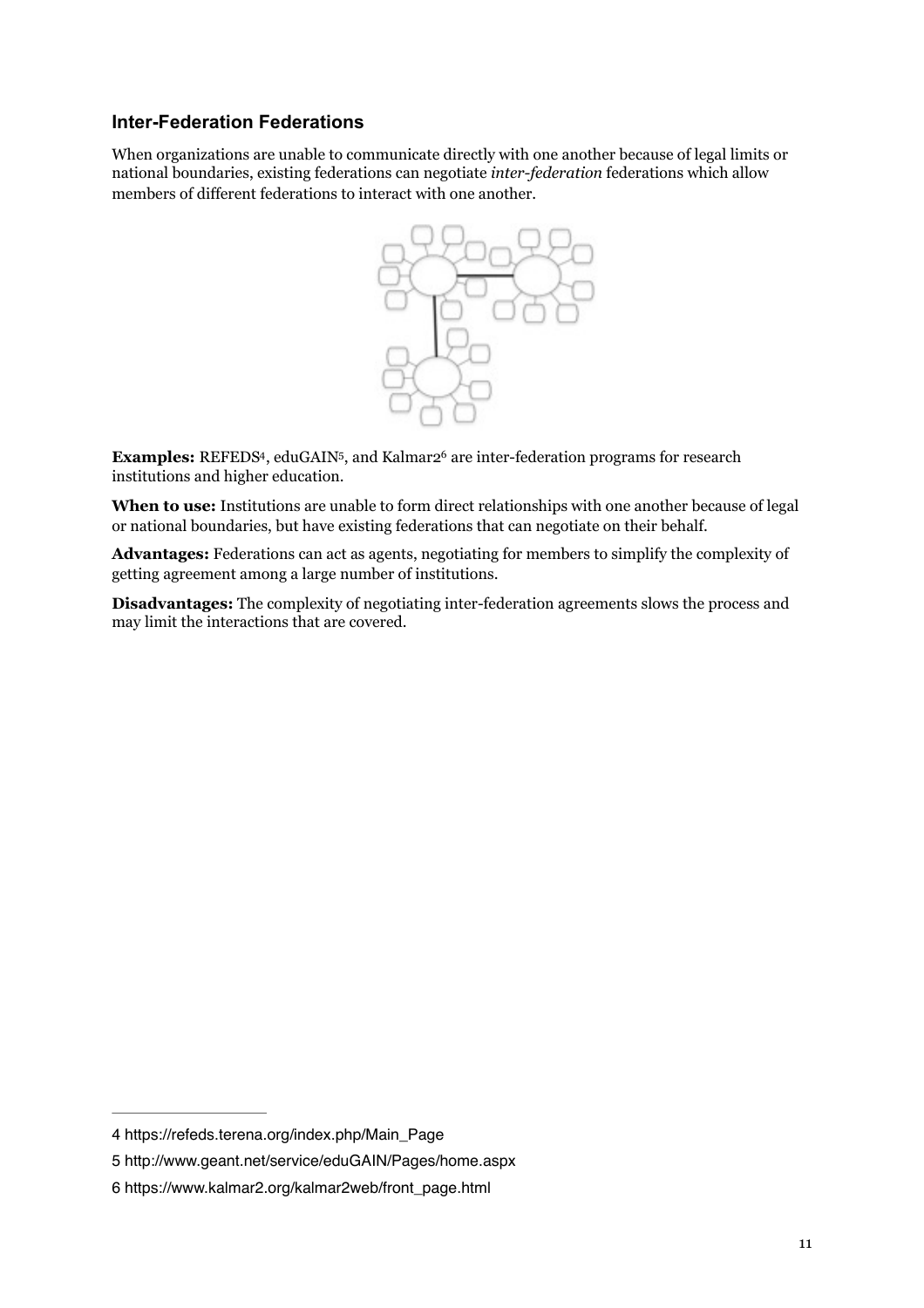## Inter-Federation Federations

When organizations are unable to communicate directly with one another because of legal limits or national boundaries, existing federations can negotiate *inter-federation* federations which allow members of different federations to interact with one another.

**Examples:** REFEDS[4], eduGAIN[5], and Kalmar2[6] are inter-federation programs for research institutions and higher education.

**When to use:** Institutions are unable to form direct relationships with one another because of legal or national boundaries, but have existing federations that can negotiate on their behalf.

**Advantages:** Federations can act as agents, negotiating for members to simplify the complexity of getting agreement among a large number of institutions.

**Disadvantages:** The complexity of negotiating inter-federation agreements slows the process and may limit the interactions that are covered.

---

4 https://refeds.terena.org/index.php/Main_Page

5 http://www.geant.net/service/eduGAIN/Pages/home.aspx

6 https://www.kalmar2.org/kalmar2web/front_page.html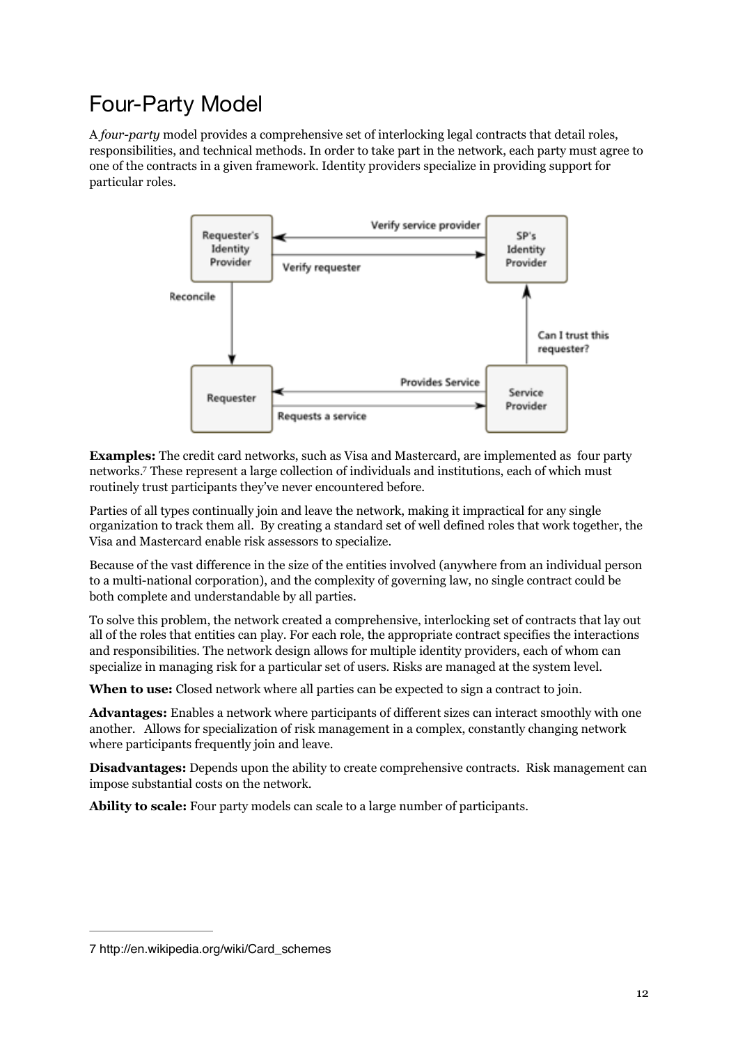# Four-Party Model

A *four-party* model provides a comprehensive set of interlocking legal contracts that detail roles, responsibilities, and technical methods. In order to take part in the network, each party must agree to one of the contracts in a given framework. Identity providers specialize in providing support for particular roles.

**Examples:** The credit card networks, such as Visa and Mastercard, are implemented as four party networks.[7] These represent a large collection of individuals and institutions, each of which must routinely trust participants they've never encountered before.

Parties of all types continually join and leave the network, making it impractical for any single organization to track them all. By creating a standard set of well defined roles that work together, the Visa and Mastercard enable risk assessors to specialize.

Because of the vast difference in the size of the entities involved (anywhere from an individual person to a multi-national corporation), and the complexity of governing law, no single contract could be both complete and understandable by all parties.

To solve this problem, the network created a comprehensive, interlocking set of contracts that lay out all of the roles that entities can play. For each role, the appropriate contract specifies the interactions and responsibilities. The network design allows for multiple identity providers, each of whom can specialize in managing risk for a particular set of users. Risks are managed at the system level.

**When to use:** Closed network where all parties can be expected to sign a contract to join.

**Advantages:** Enables a network where participants of different sizes can interact smoothly with one another. Allows for specialization of risk management in a complex, constantly changing network where participants frequently join and leave.

**Disadvantages:** Depends upon the ability to create comprehensive contracts. Risk management can impose substantial costs on the network.

**Ability to scale:** Four party models can scale to a large number of participants.

---

7 http://en.wikipedia.org/wiki/Card_schemes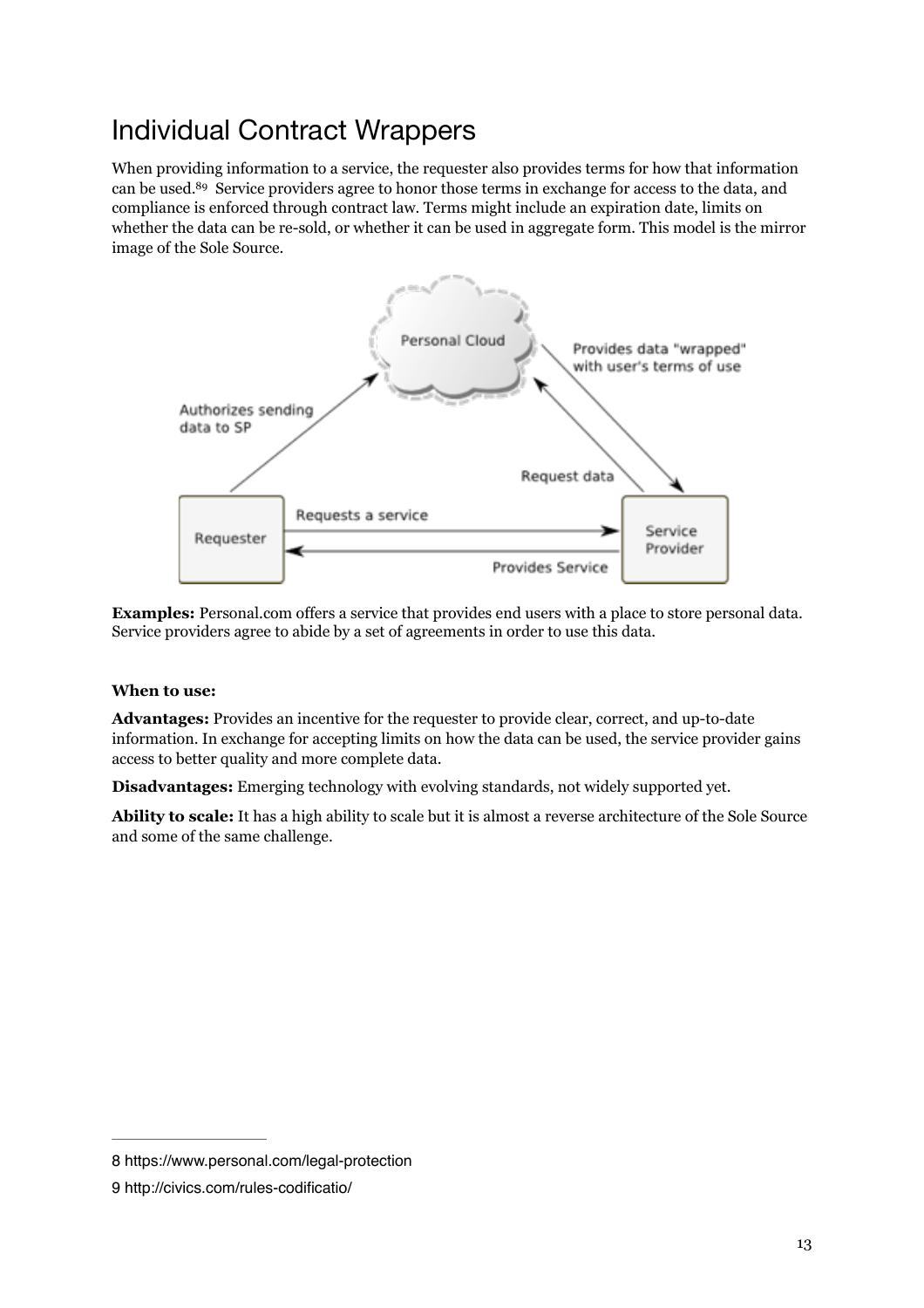# Individual Contract Wrappers

When providing information to a service, the requester also provides terms for how that information can be used.[8][9] Service providers agree to honor those terms in exchange for access to the data, and compliance is enforced through contract law. Terms might include an expiration date, limits on whether the data can be re-sold, or whether it can be used in aggregate form. This model is the mirror image of the Sole Source.

**Examples:** Personal.com offers a service that provides end users with a place to store personal data. Service providers agree to abide by a set of agreements in order to use this data.

**When to use:**

**Advantages:** Provides an incentive for the requester to provide clear, correct, and up-to-date information. In exchange for accepting limits on how the data can be used, the service provider gains access to better quality and more complete data.

**Disadvantages:** Emerging technology with evolving standards, not widely supported yet.

**Ability to scale:** It has a high ability to scale but it is almost a reverse architecture of the Sole Source and some of the same challenge.

---

8 https://www.personal.com/legal-protection

9 http://civics.com/rules-codificatio/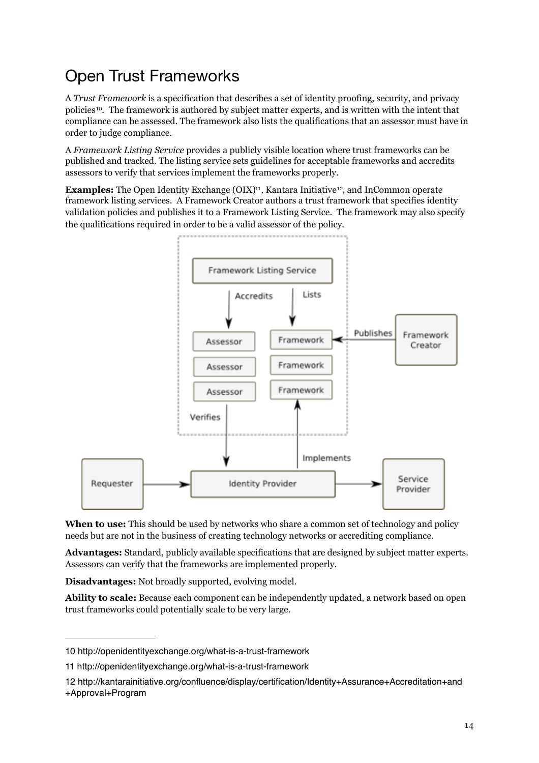# Open Trust Frameworks

A *Trust Framework* is a specification that describes a set of identity proofing, security, and privacy policies[10]. The framework is authored by subject matter experts, and is written with the intent that compliance can be assessed. The framework also lists the qualifications that an assessor must have in order to judge compliance.

A *Framework Listing Service* provides a publicly visible location where trust frameworks can be published and tracked. The listing service sets guidelines for acceptable frameworks and accredits assessors to verify that services implement the frameworks properly.

**Examples:** The Open Identity Exchange (OIX)[11], Kantara Initiative[12], and InCommon operate framework listing services. A Framework Creator authors a trust framework that specifies identity validation policies and publishes it to a Framework Listing Service. The framework may also specify the qualifications required in order to be a valid assessor of the policy.

Framework Listing Service
Accredits
Lists
Assessor
Assessor
Assessor
Framework
Framework
Framework
Publishes
Framework Creator
Verifies
Implements
Requester
Identity Provider
Service Provider

**When to use:** This should be used by networks who share a common set of technology and policy needs but are not in the business of creating technology networks or accrediting compliance.

**Advantages:** Standard, publicly available specifications that are designed by subject matter experts. Assessors can verify that the frameworks are implemented properly.

**Disadvantages:** Not broadly supported, evolving model.

**Ability to scale:** Because each component can be independently updated, a network based on open trust frameworks could potentially scale to be very large.

---

10 http://openidentityexchange.org/what-is-a-trust-framework

11 http://openidentityexchange.org/what-is-a-trust-framework

12 http://kantarainitiative.org/confluence/display/certification/Identity+Assurance+Accreditation+and+Approval+Program